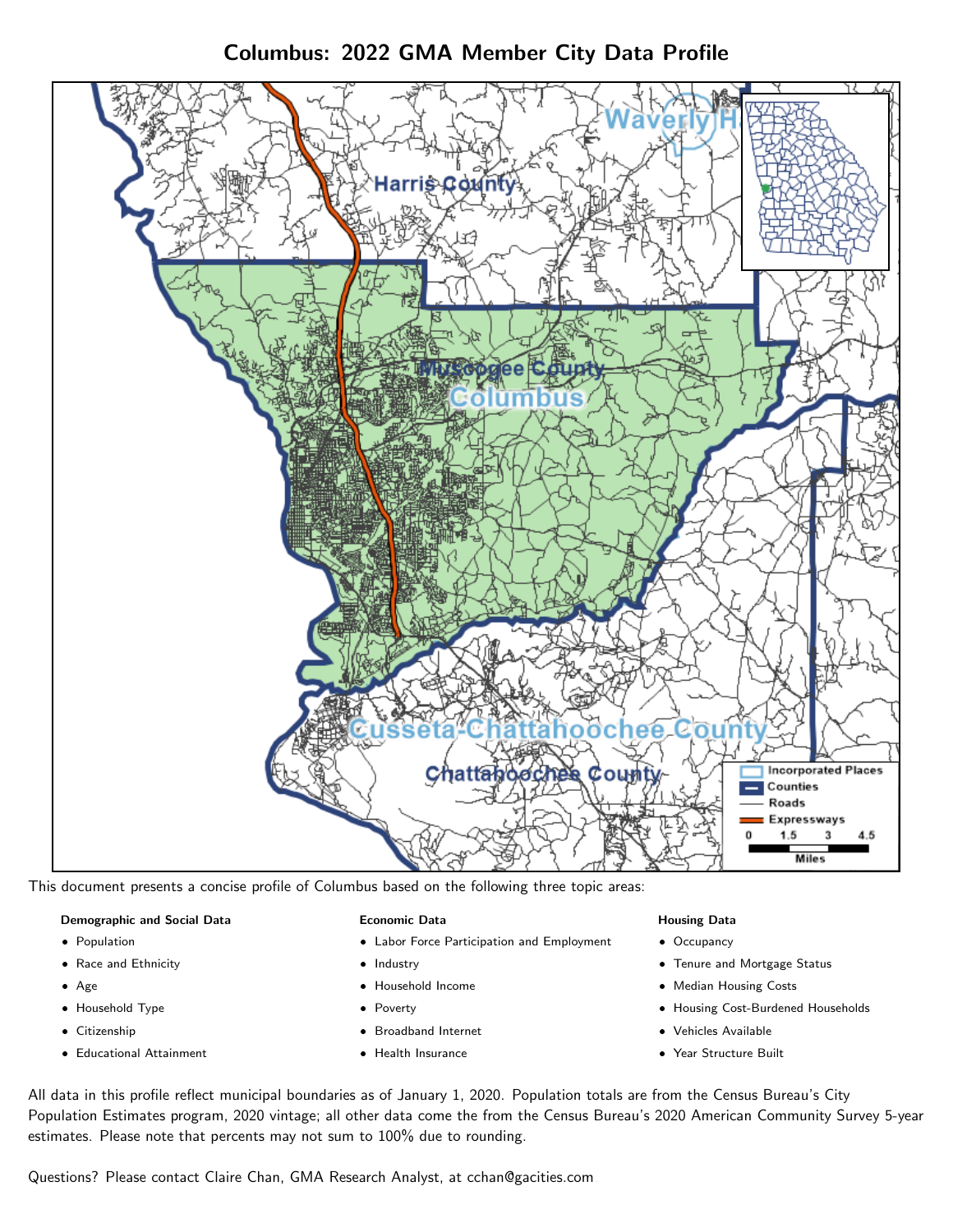# Columbus: 2022 GMA Member City Data Profile

This document presents a concise profile of Columbus based on the following three topic areas:

**Demographic and Social Data**

- Population
- Race and Ethnicity
- Age
- Household Type
- Citizenship
- Educational Attainment

**Economic Data**

- Labor Force Participation and Employment
- Industry
- Household Income
- Poverty
- Broadband Internet
- Health Insurance

**Housing Data**

- Occupancy
- Tenure and Mortgage Status
- Median Housing Costs
- Housing Cost-Burdened Households
- Vehicles Available
- Year Structure Built

All data in this profile reflect municipal boundaries as of January 1, 2020. Population totals are from the Census Bureau's City Population Estimates program, 2020 vintage; all other data come the from the Census Bureau's 2020 American Community Survey 5-year estimates. Please note that percents may not sum to 100% due to rounding.

Questions? Please contact Claire Chan, GMA Research Analyst, at cchan@gacities.com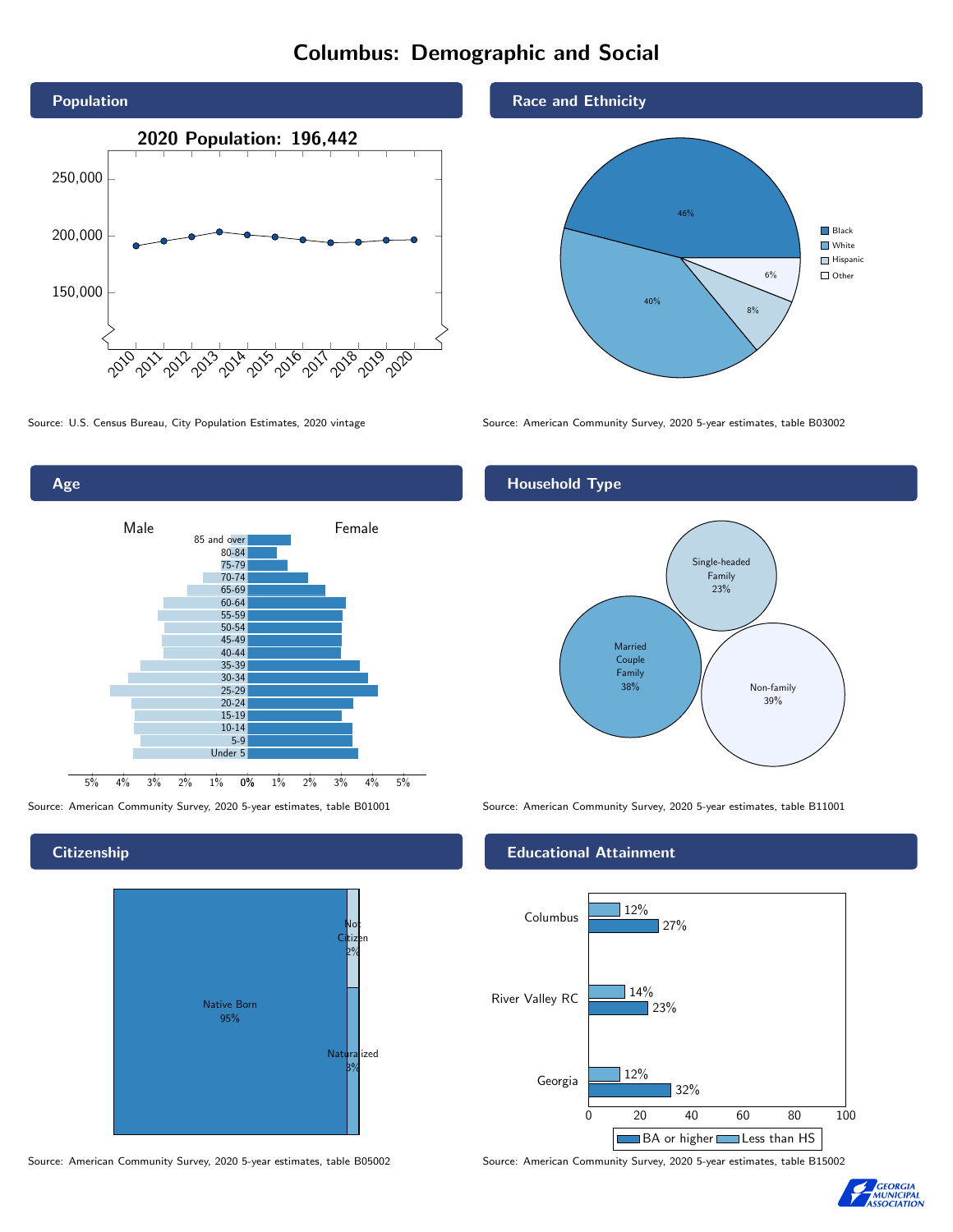# Columbus: Demographic and Social

## Population

2020 Population: 196,442

Source: U.S. Census Bureau, City Population Estimates, 2020 vintage

## Race and Ethnicity

| Group | Percent |
|---|---|
| Black | 46% |
| White | 40% |
| Hispanic | 8% |
| Other | 6% |

Source: American Community Survey, 2020 5-year estimates, table B03002

## Age

Source: American Community Survey, 2020 5-year estimates, table B01001

## Household Type

| Type | Percent |
|---|---|
| Married Couple Family | 38% |
| Single-headed Family | 23% |
| Non-family | 39% |

Source: American Community Survey, 2020 5-year estimates, table B11001

## Citizenship

| Status | Percent |
|---|---|
| Native Born | 95% |
| Naturalized | 3% |
| Not Citizen | 2% |

Source: American Community Survey, 2020 5-year estimates, table B05002

## Educational Attainment

| | Less than HS | BA or higher |
|---|---|---|
| Columbus | 12% | 27% |
| River Valley RC | 14% | 23% |
| Georgia | 12% | 32% |

Source: American Community Survey, 2020 5-year estimates, table B15002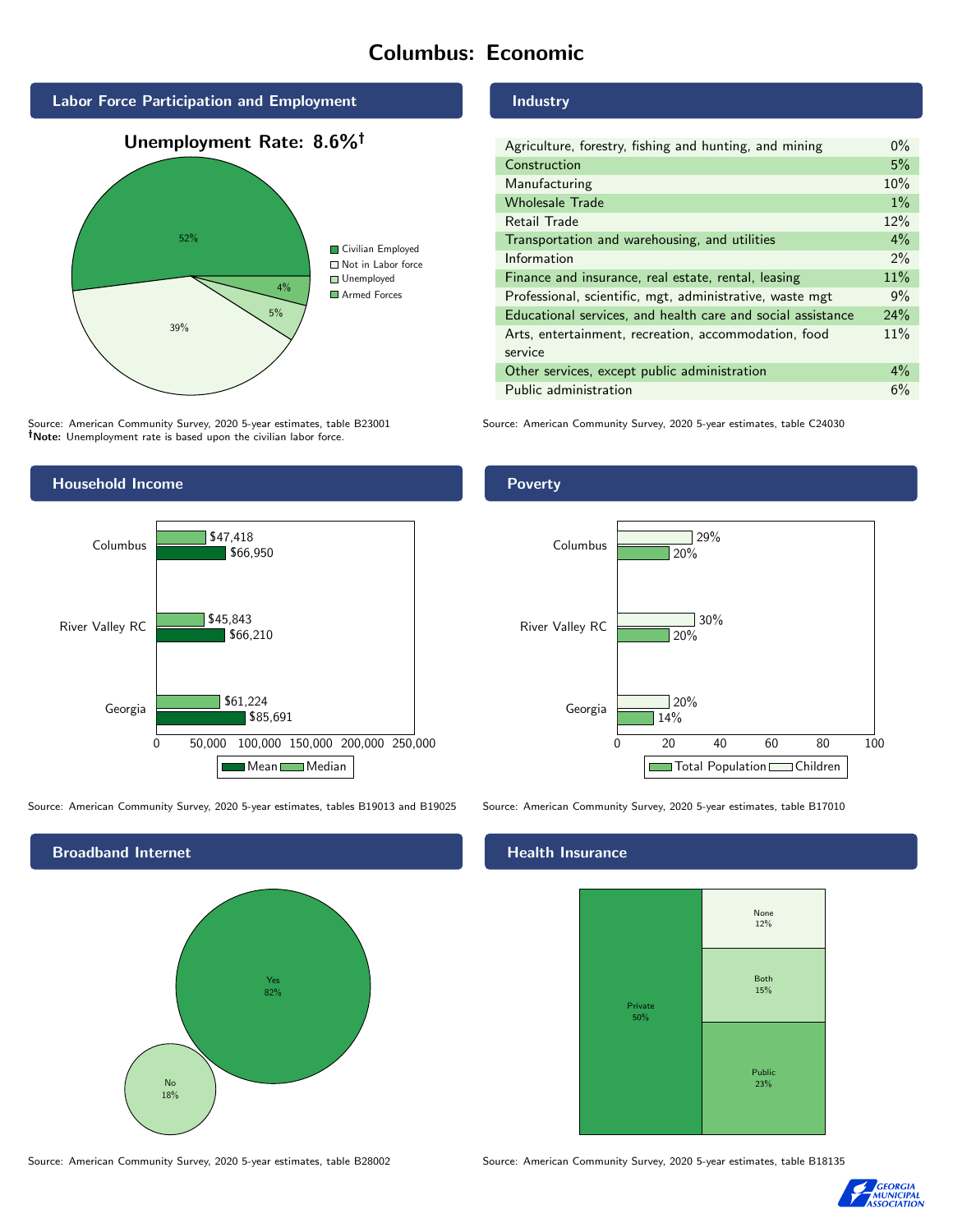# Columbus: Economic

## Labor Force Participation and Employment

**Unemployment Rate: 8.6%†**

| Category | Percent |
|---|---|
| Civilian Employed | 52% |
| Not in Labor force | 39% |
| Unemployed | 5% |
| Armed Forces | 4% |

Source: American Community Survey, 2020 5-year estimates, table B23001
**†Note:** Unemployment rate is based upon the civilian labor force.

## Industry

| Industry | Percent |
|---|---|
| Agriculture, forestry, fishing and hunting, and mining | 0% |
| Construction | 5% |
| Manufacturing | 10% |
| Wholesale Trade | 1% |
| Retail Trade | 12% |
| Transportation and warehousing, and utilities | 4% |
| Information | 2% |
| Finance and insurance, real estate, rental, leasing | 11% |
| Professional, scientific, mgt, administrative, waste mgt | 9% |
| Educational services, and health care and social assistance | 24% |
| Arts, entertainment, recreation, accommodation, food service | 11% |
| Other services, except public administration | 4% |
| Public administration | 6% |

Source: American Community Survey, 2020 5-year estimates, table C24030

## Household Income

| | Median | Mean |
|---|---|---|
| Columbus | $47,418 | $66,950 |
| River Valley RC | $45,843 | $66,210 |
| Georgia | $61,224 | $85,691 |

Source: American Community Survey, 2020 5-year estimates, tables B19013 and B19025

## Poverty

| | Children | Total Population |
|---|---|---|
| Columbus | 29% | 20% |
| River Valley RC | 30% | 20% |
| Georgia | 20% | 14% |

Source: American Community Survey, 2020 5-year estimates, table B17010

## Broadband Internet

| | Percent |
|---|---|
| Yes | 82% |
| No | 18% |

Source: American Community Survey, 2020 5-year estimates, table B28002

## Health Insurance

| | Percent |
|---|---|
| Private | 50% |
| Public | 23% |
| Both | 15% |
| None | 12% |

Source: American Community Survey, 2020 5-year estimates, table B18135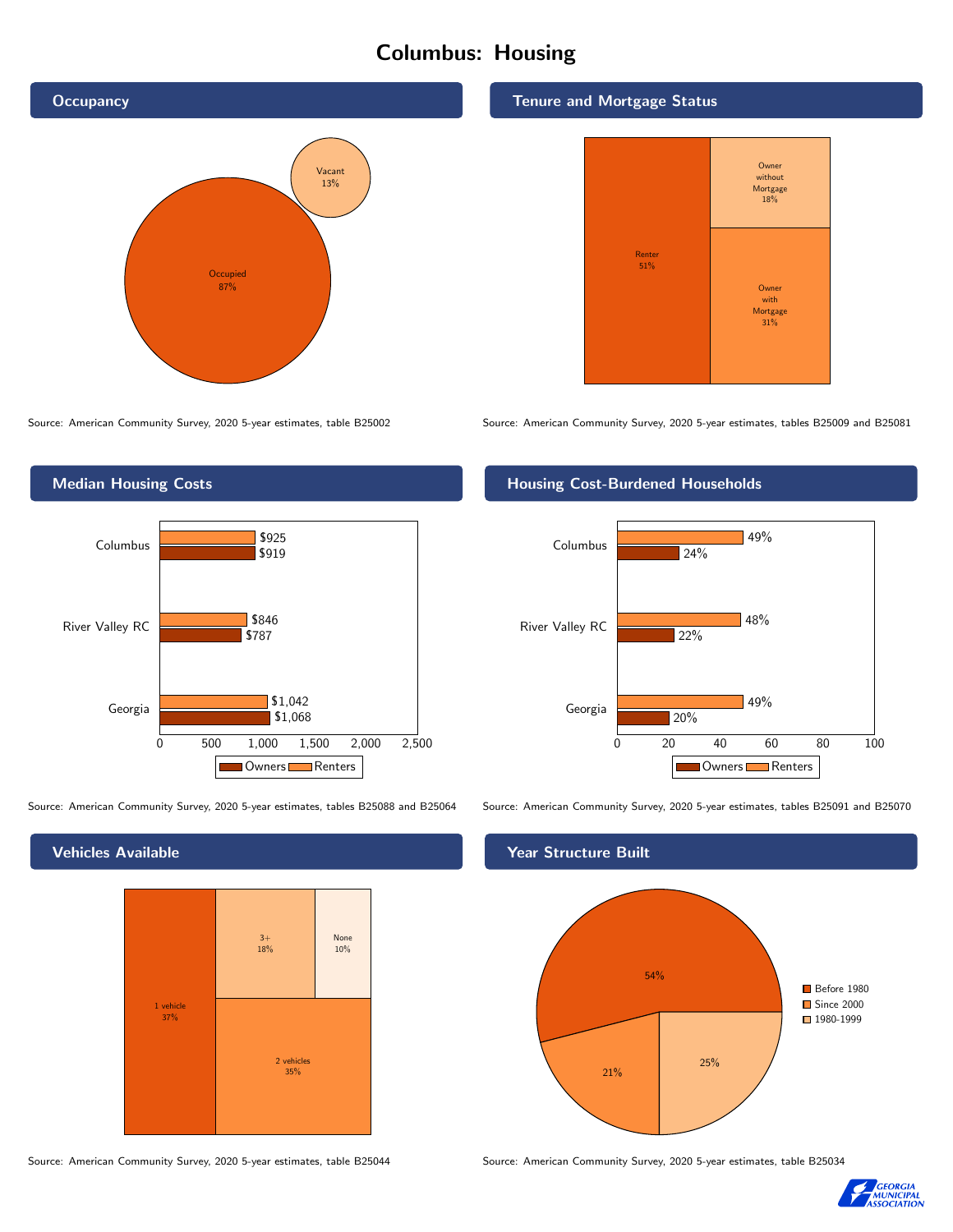# Columbus: Housing

## Occupancy

Vacant
13%

Occupied
87%

Source: American Community Survey, 2020 5-year estimates, table B25002

## Tenure and Mortgage Status

Renter
51%

Owner without Mortgage
18%

Owner with Mortgage
31%

Source: American Community Survey, 2020 5-year estimates, tables B25009 and B25081

## Median Housing Costs

Columbus
$925
$919

River Valley RC
$846
$787

Georgia
$1,042
$1,068

0
500
1,000
1,500
2,000
2,500

Owners
Renters

Source: American Community Survey, 2020 5-year estimates, tables B25088 and B25064

## Housing Cost-Burdened Households

Columbus
49%
24%

River Valley RC
48%
22%

Georgia
49%
20%

0
20
40
60
80
100

Owners
Renters

Source: American Community Survey, 2020 5-year estimates, tables B25091 and B25070

## Vehicles Available

1 vehicle
37%

3+
18%

None
10%

2 vehicles
35%

Source: American Community Survey, 2020 5-year estimates, table B25044

## Year Structure Built

54%

21%

25%

Before 1980
Since 2000
1980-1999

Source: American Community Survey, 2020 5-year estimates, table B25034

GEORGIA MUNICIPAL ASSOCIATION